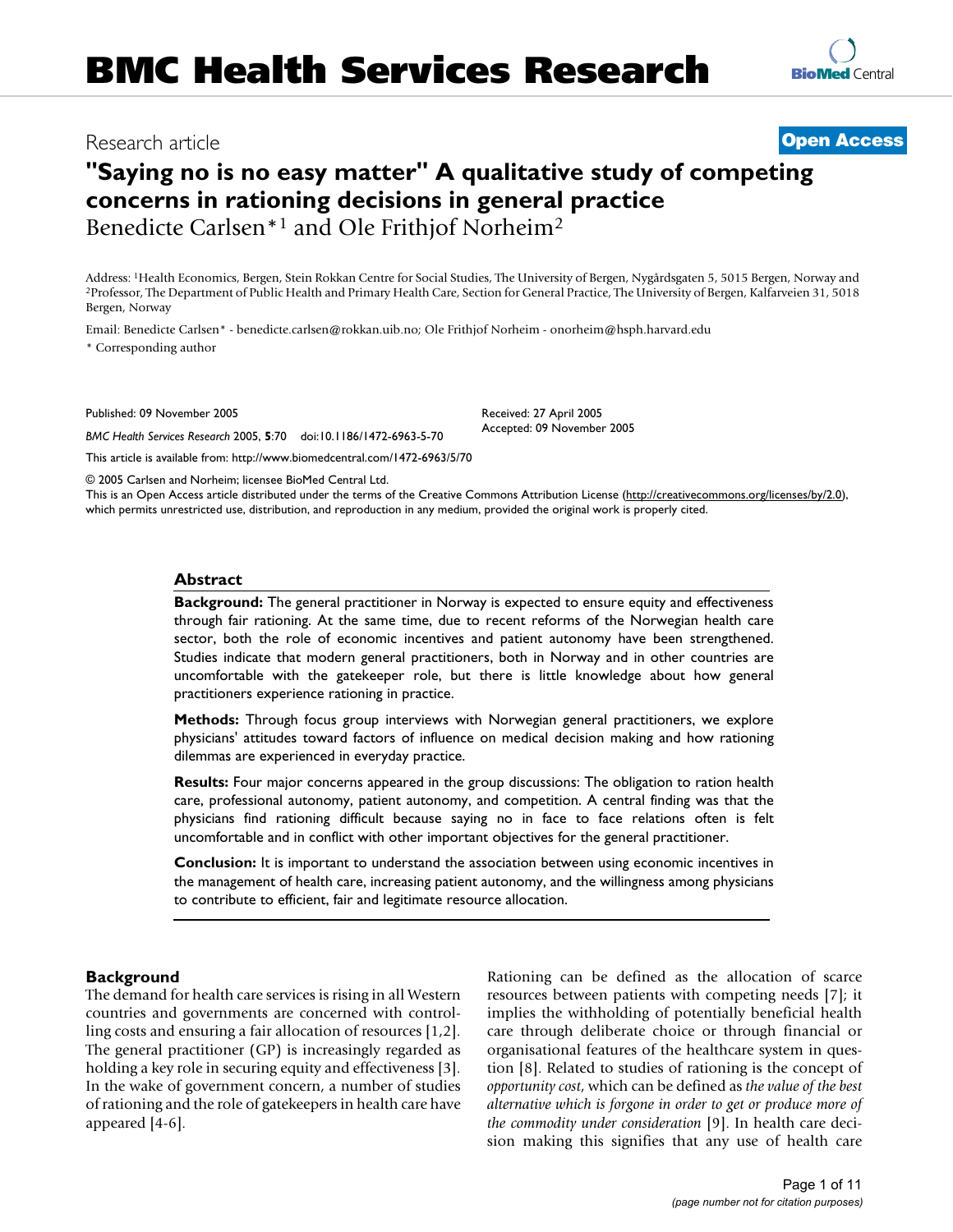Research article

**Open Access**

# "Saying no is no easy matter" A qualitative study of competing concerns in rationing decisions in general practice

Benedicte Carlsen*[1] and Ole Frithjof Norheim[2]

Address: [1]Health Economics, Bergen, Stein Rokkan Centre for Social Studies, The University of Bergen, Nygårdsgaten 5, 5015 Bergen, Norway and [2]Professor, The Department of Public Health and Primary Health Care, Section for General Practice, The University of Bergen, Kalfarveien 31, 5018 Bergen, Norway

Email: Benedicte Carlsen* - benedicte.carlsen@rokkan.uib.no; Ole Frithjof Norheim - onorheim@hsph.harvard.edu

* Corresponding author

Published: 09 November 2005

*BMC Health Services Research* 2005, **5**:70 doi:10.1186/1472-6963-5-70

This article is available from: http://www.biomedcentral.com/1472-6963/5/70

Received: 27 April 2005
Accepted: 09 November 2005

© 2005 Carlsen and Norheim; licensee BioMed Central Ltd.

This is an Open Access article distributed under the terms of the Creative Commons Attribution License (http://creativecommons.org/licenses/by/2.0), which permits unrestricted use, distribution, and reproduction in any medium, provided the original work is properly cited.

## Abstract

**Background:** The general practitioner in Norway is expected to ensure equity and effectiveness through fair rationing. At the same time, due to recent reforms of the Norwegian health care sector, both the role of economic incentives and patient autonomy have been strengthened. Studies indicate that modern general practitioners, both in Norway and in other countries are uncomfortable with the gatekeeper role, but there is little knowledge about how general practitioners experience rationing in practice.

**Methods:** Through focus group interviews with Norwegian general practitioners, we explore physicians' attitudes toward factors of influence on medical decision making and how rationing dilemmas are experienced in everyday practice.

**Results:** Four major concerns appeared in the group discussions: The obligation to ration health care, professional autonomy, patient autonomy, and competition. A central finding was that the physicians find rationing difficult because saying no in face to face relations often is felt uncomfortable and in conflict with other important objectives for the general practitioner.

**Conclusion:** It is important to understand the association between using economic incentives in the management of health care, increasing patient autonomy, and the willingness among physicians to contribute to efficient, fair and legitimate resource allocation.

## Background

The demand for health care services is rising in all Western countries and governments are concerned with controlling costs and ensuring a fair allocation of resources [1,2]. The general practitioner (GP) is increasingly regarded as holding a key role in securing equity and effectiveness [3]. In the wake of government concern, a number of studies of rationing and the role of gatekeepers in health care have appeared [4-6].

Rationing can be defined as the allocation of scarce resources between patients with competing needs [7]; it implies the withholding of potentially beneficial health care through deliberate choice or through financial or organisational features of the healthcare system in question [8]. Related to studies of rationing is the concept of *opportunity cost*, which can be defined as *the value of the best alternative which is forgone in order to get or produce more of the commodity under consideration* [9]. In health care decision making this signifies that any use of health care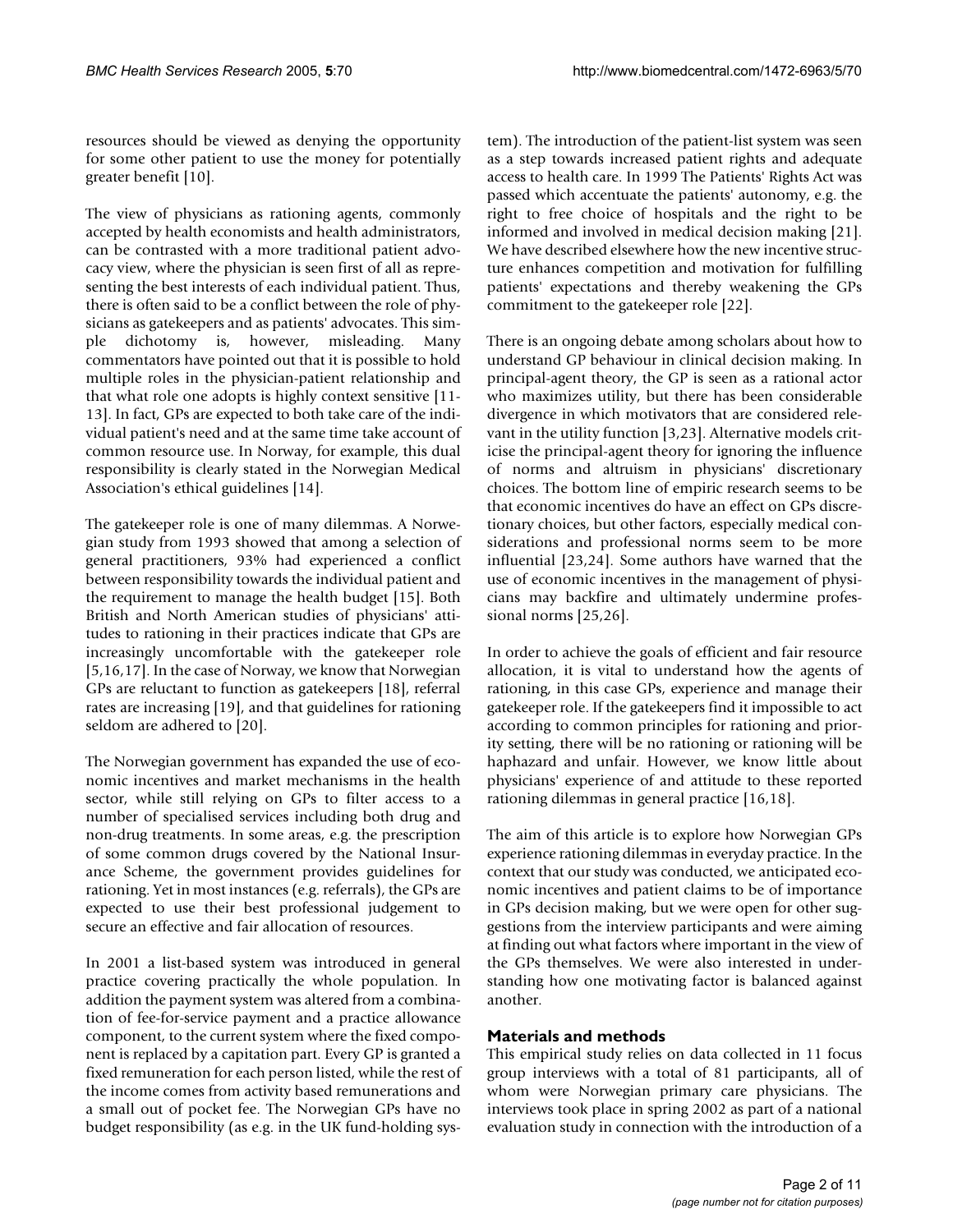resources should be viewed as denying the opportunity for some other patient to use the money for potentially greater benefit [10].

The view of physicians as rationing agents, commonly accepted by health economists and health administrators, can be contrasted with a more traditional patient advocacy view, where the physician is seen first of all as representing the best interests of each individual patient. Thus, there is often said to be a conflict between the role of physicians as gatekeepers and as patients' advocates. This simple dichotomy is, however, misleading. Many commentators have pointed out that it is possible to hold multiple roles in the physician-patient relationship and that what role one adopts is highly context sensitive [11-13]. In fact, GPs are expected to both take care of the individual patient's need and at the same time take account of common resource use. In Norway, for example, this dual responsibility is clearly stated in the Norwegian Medical Association's ethical guidelines [14].

The gatekeeper role is one of many dilemmas. A Norwegian study from 1993 showed that among a selection of general practitioners, 93% had experienced a conflict between responsibility towards the individual patient and the requirement to manage the health budget [15]. Both British and North American studies of physicians' attitudes to rationing in their practices indicate that GPs are increasingly uncomfortable with the gatekeeper role [5,16,17]. In the case of Norway, we know that Norwegian GPs are reluctant to function as gatekeepers [18], referral rates are increasing [19], and that guidelines for rationing seldom are adhered to [20].

The Norwegian government has expanded the use of economic incentives and market mechanisms in the health sector, while still relying on GPs to filter access to a number of specialised services including both drug and non-drug treatments. In some areas, e.g. the prescription of some common drugs covered by the National Insurance Scheme, the government provides guidelines for rationing. Yet in most instances (e.g. referrals), the GPs are expected to use their best professional judgement to secure an effective and fair allocation of resources.

In 2001 a list-based system was introduced in general practice covering practically the whole population. In addition the payment system was altered from a combination of fee-for-service payment and a practice allowance component, to the current system where the fixed component is replaced by a capitation part. Every GP is granted a fixed remuneration for each person listed, while the rest of the income comes from activity based remunerations and a small out of pocket fee. The Norwegian GPs have no budget responsibility (as e.g. in the UK fund-holding system). The introduction of the patient-list system was seen as a step towards increased patient rights and adequate access to health care. In 1999 The Patients' Rights Act was passed which accentuate the patients' autonomy, e.g. the right to free choice of hospitals and the right to be informed and involved in medical decision making [21]. We have described elsewhere how the new incentive structure enhances competition and motivation for fulfilling patients' expectations and thereby weakening the GPs commitment to the gatekeeper role [22].

There is an ongoing debate among scholars about how to understand GP behaviour in clinical decision making. In principal-agent theory, the GP is seen as a rational actor who maximizes utility, but there has been considerable divergence in which motivators that are considered relevant in the utility function [3,23]. Alternative models criticise the principal-agent theory for ignoring the influence of norms and altruism in physicians' discretionary choices. The bottom line of empiric research seems to be that economic incentives do have an effect on GPs discretionary choices, but other factors, especially medical considerations and professional norms seem to be more influential [23,24]. Some authors have warned that the use of economic incentives in the management of physicians may backfire and ultimately undermine professional norms [25,26].

In order to achieve the goals of efficient and fair resource allocation, it is vital to understand how the agents of rationing, in this case GPs, experience and manage their gatekeeper role. If the gatekeepers find it impossible to act according to common principles for rationing and priority setting, there will be no rationing or rationing will be haphazard and unfair. However, we know little about physicians' experience of and attitude to these reported rationing dilemmas in general practice [16,18].

The aim of this article is to explore how Norwegian GPs experience rationing dilemmas in everyday practice. In the context that our study was conducted, we anticipated economic incentives and patient claims to be of importance in GPs decision making, but we were open for other suggestions from the interview participants and were aiming at finding out what factors where important in the view of the GPs themselves. We were also interested in understanding how one motivating factor is balanced against another.

## Materials and methods

This empirical study relies on data collected in 11 focus group interviews with a total of 81 participants, all of whom were Norwegian primary care physicians. The interviews took place in spring 2002 as part of a national evaluation study in connection with the introduction of a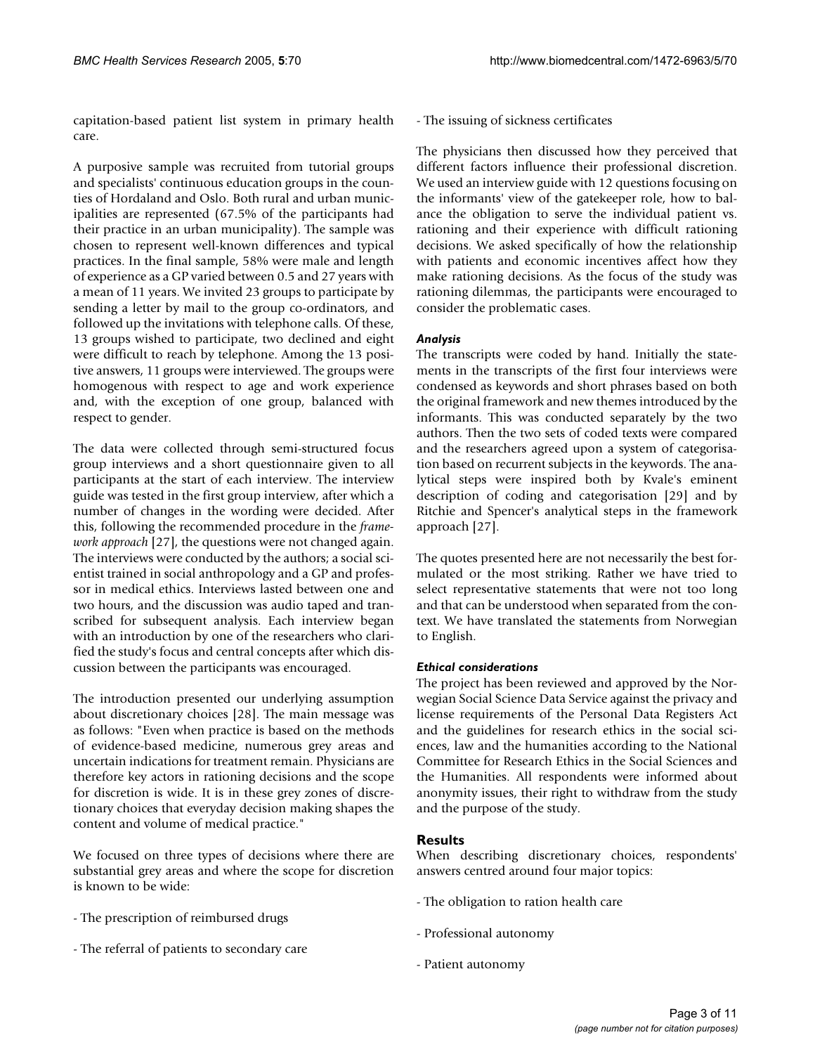capitation-based patient list system in primary health care.

A purposive sample was recruited from tutorial groups and specialists' continuous education groups in the counties of Hordaland and Oslo. Both rural and urban municipalities are represented (67.5% of the participants had their practice in an urban municipality). The sample was chosen to represent well-known differences and typical practices. In the final sample, 58% were male and length of experience as a GP varied between 0.5 and 27 years with a mean of 11 years. We invited 23 groups to participate by sending a letter by mail to the group co-ordinators, and followed up the invitations with telephone calls. Of these, 13 groups wished to participate, two declined and eight were difficult to reach by telephone. Among the 13 positive answers, 11 groups were interviewed. The groups were homogenous with respect to age and work experience and, with the exception of one group, balanced with respect to gender.

The data were collected through semi-structured focus group interviews and a short questionnaire given to all participants at the start of each interview. The interview guide was tested in the first group interview, after which a number of changes in the wording were decided. After this, following the recommended procedure in the *framework approach* [27], the questions were not changed again. The interviews were conducted by the authors; a social scientist trained in social anthropology and a GP and professor in medical ethics. Interviews lasted between one and two hours, and the discussion was audio taped and transcribed for subsequent analysis. Each interview began with an introduction by one of the researchers who clarified the study's focus and central concepts after which discussion between the participants was encouraged.

The introduction presented our underlying assumption about discretionary choices [28]. The main message was as follows: "Even when practice is based on the methods of evidence-based medicine, numerous grey areas and uncertain indications for treatment remain. Physicians are therefore key actors in rationing decisions and the scope for discretion is wide. It is in these grey zones of discretionary choices that everyday decision making shapes the content and volume of medical practice."

We focused on three types of decisions where there are substantial grey areas and where the scope for discretion is known to be wide:

- The prescription of reimbursed drugs

- The referral of patients to secondary care

- The issuing of sickness certificates

The physicians then discussed how they perceived that different factors influence their professional discretion. We used an interview guide with 12 questions focusing on the informants' view of the gatekeeper role, how to balance the obligation to serve the individual patient vs. rationing and their experience with difficult rationing decisions. We asked specifically of how the relationship with patients and economic incentives affect how they make rationing decisions. As the focus of the study was rationing dilemmas, the participants were encouraged to consider the problematic cases.

### *Analysis*

The transcripts were coded by hand. Initially the statements in the transcripts of the first four interviews were condensed as keywords and short phrases based on both the original framework and new themes introduced by the informants. This was conducted separately by the two authors. Then the two sets of coded texts were compared and the researchers agreed upon a system of categorisation based on recurrent subjects in the keywords. The analytical steps were inspired both by Kvale's eminent description of coding and categorisation [29] and by Ritchie and Spencer's analytical steps in the framework approach [27].

The quotes presented here are not necessarily the best formulated or the most striking. Rather we have tried to select representative statements that were not too long and that can be understood when separated from the context. We have translated the statements from Norwegian to English.

### *Ethical considerations*

The project has been reviewed and approved by the Norwegian Social Science Data Service against the privacy and license requirements of the Personal Data Registers Act and the guidelines for research ethics in the social sciences, law and the humanities according to the National Committee for Research Ethics in the Social Sciences and the Humanities. All respondents were informed about anonymity issues, their right to withdraw from the study and the purpose of the study.

## Results

When describing discretionary choices, respondents' answers centred around four major topics:

- The obligation to ration health care

- Professional autonomy

- Patient autonomy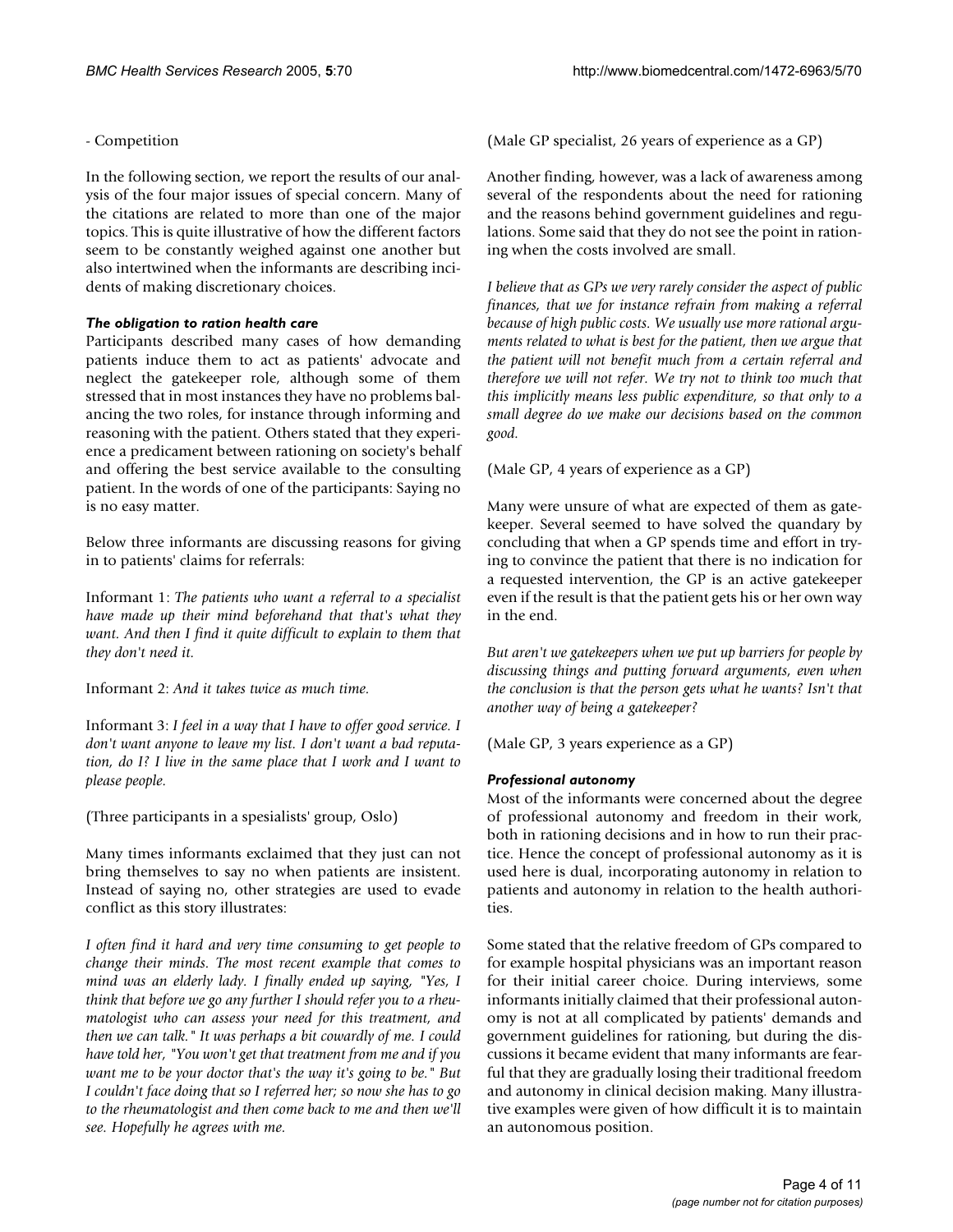- Competition

In the following section, we report the results of our analysis of the four major issues of special concern. Many of the citations are related to more than one of the major topics. This is quite illustrative of how the different factors seem to be constantly weighed against one another but also intertwined when the informants are describing incidents of making discretionary choices.

### *The obligation to ration health care*

Participants described many cases of how demanding patients induce them to act as patients' advocate and neglect the gatekeeper role, although some of them stressed that in most instances they have no problems balancing the two roles, for instance through informing and reasoning with the patient. Others stated that they experience a predicament between rationing on society's behalf and offering the best service available to the consulting patient. In the words of one of the participants: Saying no is no easy matter.

Below three informants are discussing reasons for giving in to patients' claims for referrals:

Informant 1: *The patients who want a referral to a specialist have made up their mind beforehand that that's what they want. And then I find it quite difficult to explain to them that they don't need it.*

Informant 2: *And it takes twice as much time.*

Informant 3: *I feel in a way that I have to offer good service. I don't want anyone to leave my list. I don't want a bad reputation, do I? I live in the same place that I work and I want to please people.*

(Three participants in a spesialists' group, Oslo)

Many times informants exclaimed that they just can not bring themselves to say no when patients are insistent. Instead of saying no, other strategies are used to evade conflict as this story illustrates:

*I often find it hard and very time consuming to get people to change their minds. The most recent example that comes to mind was an elderly lady. I finally ended up saying, "Yes, I think that before we go any further I should refer you to a rheumatologist who can assess your need for this treatment, and then we can talk." It was perhaps a bit cowardly of me. I could have told her, "You won't get that treatment from me and if you want me to be your doctor that's the way it's going to be." But I couldn't face doing that so I referred her; so now she has to go to the rheumatologist and then come back to me and then we'll see. Hopefully he agrees with me.*

(Male GP specialist, 26 years of experience as a GP)

Another finding, however, was a lack of awareness among several of the respondents about the need for rationing and the reasons behind government guidelines and regulations. Some said that they do not see the point in rationing when the costs involved are small.

*I believe that as GPs we very rarely consider the aspect of public finances, that we for instance refrain from making a referral because of high public costs. We usually use more rational arguments related to what is best for the patient, then we argue that the patient will not benefit much from a certain referral and therefore we will not refer. We try not to think too much that this implicitly means less public expenditure, so that only to a small degree do we make our decisions based on the common good.*

(Male GP, 4 years of experience as a GP)

Many were unsure of what are expected of them as gatekeeper. Several seemed to have solved the quandary by concluding that when a GP spends time and effort in trying to convince the patient that there is no indication for a requested intervention, the GP is an active gatekeeper even if the result is that the patient gets his or her own way in the end.

*But aren't we gatekeepers when we put up barriers for people by discussing things and putting forward arguments, even when the conclusion is that the person gets what he wants? Isn't that another way of being a gatekeeper?*

(Male GP, 3 years experience as a GP)

### *Professional autonomy*

Most of the informants were concerned about the degree of professional autonomy and freedom in their work, both in rationing decisions and in how to run their practice. Hence the concept of professional autonomy as it is used here is dual, incorporating autonomy in relation to patients and autonomy in relation to the health authorities.

Some stated that the relative freedom of GPs compared to for example hospital physicians was an important reason for their initial career choice. During interviews, some informants initially claimed that their professional autonomy is not at all complicated by patients' demands and government guidelines for rationing, but during the discussions it became evident that many informants are fearful that they are gradually losing their traditional freedom and autonomy in clinical decision making. Many illustrative examples were given of how difficult it is to maintain an autonomous position.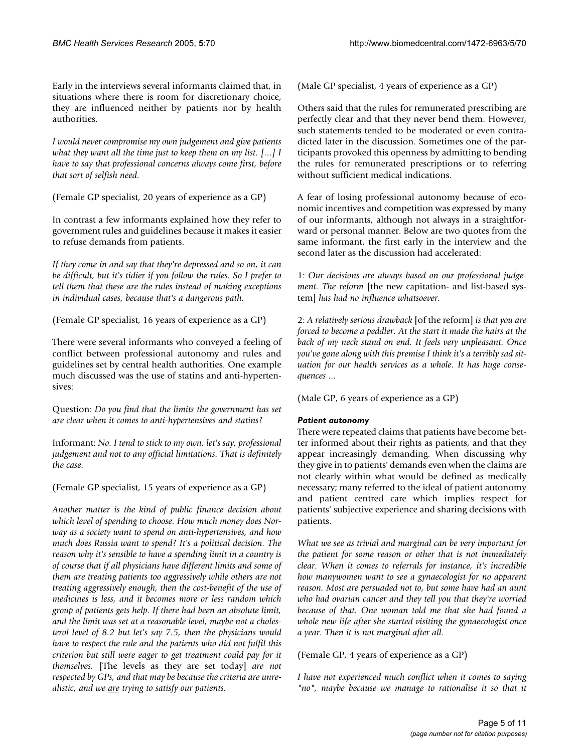Early in the interviews several informants claimed that, in situations where there is room for discretionary choice, they are influenced neither by patients nor by health authorities.

*I would never compromise my own judgement and give patients what they want all the time just to keep them on my list. [...] I have to say that professional concerns always come first, before that sort of selfish need.*

(Female GP specialist, 20 years of experience as a GP)

In contrast a few informants explained how they refer to government rules and guidelines because it makes it easier to refuse demands from patients.

*If they come in and say that they're depressed and so on, it can be difficult, but it's tidier if you follow the rules. So I prefer to tell them that these are the rules instead of making exceptions in individual cases, because that's a dangerous path.*

(Female GP specialist, 16 years of experience as a GP)

There were several informants who conveyed a feeling of conflict between professional autonomy and rules and guidelines set by central health authorities. One example much discussed was the use of statins and anti-hypertensives:

Question: *Do you find that the limits the government has set are clear when it comes to anti-hypertensives and statins?*

Informant: *No. I tend to stick to my own, let's say, professional judgement and not to any official limitations. That is definitely the case.*

(Female GP specialist, 15 years of experience as a GP)

*Another matter is the kind of public finance decision about which level of spending to choose. How much money does Norway as a society want to spend on anti-hypertensives, and how much does Russia want to spend? It's a political decision. The reason why it's sensible to have a spending limit in a country is of course that if all physicians have different limits and some of them are treating patients too aggressively while others are not treating aggressively enough, then the cost-benefit of the use of medicines is less, and it becomes more or less random which group of patients gets help. If there had been an absolute limit, and the limit was set at a reasonable level, maybe not a cholesterol level of 8.2 but let's say 7.5, then the physicians would have to respect the rule and the patients who did not fulfil this criterion but still were eager to get treatment could pay for it themselves.* [The levels as they are set today] *are not respected by GPs, and that may be because the criteria are unrealistic, and we <u>are</u> trying to satisfy our patients.*

(Male GP specialist, 4 years of experience as a GP)

Others said that the rules for remunerated prescribing are perfectly clear and that they never bend them. However, such statements tended to be moderated or even contradicted later in the discussion. Sometimes one of the participants provoked this openness by admitting to bending the rules for remunerated prescriptions or to referring without sufficient medical indications.

A fear of losing professional autonomy because of economic incentives and competition was expressed by many of our informants, although not always in a straightforward or personal manner. Below are two quotes from the same informant, the first early in the interview and the second later as the discussion had accelerated:

1: *Our decisions are always based on our professional judgement. The reform* [the new capitation- and list-based system] *has had no influence whatsoever.*

2: *A relatively serious drawback* [of the reform] *is that you are forced to become a peddler. At the start it made the hairs at the back of my neck stand on end. It feels very unpleasant. Once you've gone along with this premise I think it's a terribly sad situation for our health services as a whole. It has huge consequences ...*

(Male GP, 6 years of experience as a GP)

#### *Patient autonomy*

There were repeated claims that patients have become better informed about their rights as patients, and that they appear increasingly demanding. When discussing why they give in to patients' demands even when the claims are not clearly within what would be defined as medically necessary; many referred to the ideal of patient autonomy and patient centred care which implies respect for patients' subjective experience and sharing decisions with patients.

*What we see as trivial and marginal can be very important for the patient for some reason or other that is not immediately clear. When it comes to referrals for instance, it's incredible how manywomen want to see a gynaecologist for no apparent reason. Most are persuaded not to, but some have had an aunt who had ovarian cancer and they tell you that they're worried because of that. One woman told me that she had found a whole new life after she started visiting the gynaecologist once a year. Then it is not marginal after all.*

(Female GP, 4 years of experience as a GP)

*I have not experienced much conflict when it comes to saying "no", maybe because we manage to rationalise it so that it*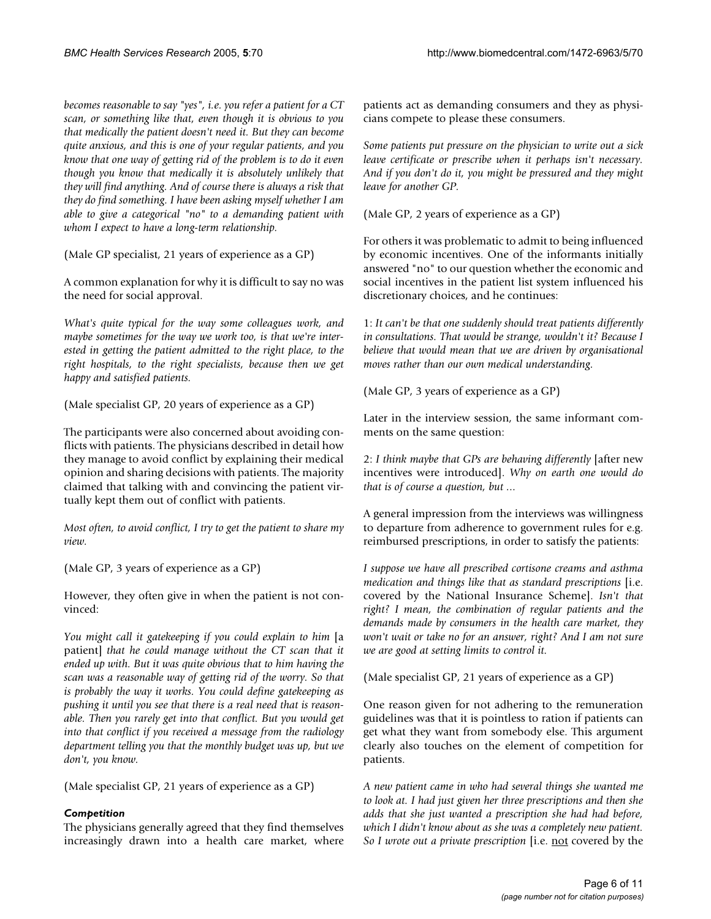*becomes reasonable to say "yes", i.e. you refer a patient for a CT scan, or something like that, even though it is obvious to you that medically the patient doesn't need it. But they can become quite anxious, and this is one of your regular patients, and you know that one way of getting rid of the problem is to do it even though you know that medically it is absolutely unlikely that they will find anything. And of course there is always a risk that they do find something. I have been asking myself whether I am able to give a categorical "no" to a demanding patient with whom I expect to have a long-term relationship.*

(Male GP specialist, 21 years of experience as a GP)

A common explanation for why it is difficult to say no was the need for social approval.

*What's quite typical for the way some colleagues work, and maybe sometimes for the way we work too, is that we're interested in getting the patient admitted to the right place, to the right hospitals, to the right specialists, because then we get happy and satisfied patients.*

(Male specialist GP, 20 years of experience as a GP)

The participants were also concerned about avoiding conflicts with patients. The physicians described in detail how they manage to avoid conflict by explaining their medical opinion and sharing decisions with patients. The majority claimed that talking with and convincing the patient virtually kept them out of conflict with patients.

*Most often, to avoid conflict, I try to get the patient to share my view.*

(Male GP, 3 years of experience as a GP)

However, they often give in when the patient is not convinced:

*You might call it gatekeeping if you could explain to him* [a patient] *that he could manage without the CT scan that it ended up with. But it was quite obvious that to him having the scan was a reasonable way of getting rid of the worry. So that is probably the way it works. You could define gatekeeping as pushing it until you see that there is a real need that is reasonable. Then you rarely get into that conflict. But you would get into that conflict if you received a message from the radiology department telling you that the monthly budget was up, but we don't, you know.*

(Male specialist GP, 21 years of experience as a GP)

### *Competition*

The physicians generally agreed that they find themselves increasingly drawn into a health care market, where patients act as demanding consumers and they as physicians compete to please these consumers.

*Some patients put pressure on the physician to write out a sick leave certificate or prescribe when it perhaps isn't necessary. And if you don't do it, you might be pressured and they might leave for another GP.*

(Male GP, 2 years of experience as a GP)

For others it was problematic to admit to being influenced by economic incentives. One of the informants initially answered "no" to our question whether the economic and social incentives in the patient list system influenced his discretionary choices, and he continues:

1: *It can't be that one suddenly should treat patients differently in consultations. That would be strange, wouldn't it? Because I believe that would mean that we are driven by organisational moves rather than our own medical understanding.*

(Male GP, 3 years of experience as a GP)

Later in the interview session, the same informant comments on the same question:

2: *I think maybe that GPs are behaving differently* [after new incentives were introduced]. *Why on earth one would do that is of course a question, but ...*

A general impression from the interviews was willingness to departure from adherence to government rules for e.g. reimbursed prescriptions, in order to satisfy the patients:

*I suppose we have all prescribed cortisone creams and asthma medication and things like that as standard prescriptions* [i.e. covered by the National Insurance Scheme]. *Isn't that right? I mean, the combination of regular patients and the demands made by consumers in the health care market, they won't wait or take no for an answer, right? And I am not sure we are good at setting limits to control it.*

(Male specialist GP, 21 years of experience as a GP)

One reason given for not adhering to the remuneration guidelines was that it is pointless to ration if patients can get what they want from somebody else. This argument clearly also touches on the element of competition for patients.

*A new patient came in who had several things she wanted me to look at. I had just given her three prescriptions and then she adds that she just wanted a prescription she had had before, which I didn't know about as she was a completely new patient. So I wrote out a private prescription* [i.e. not covered by the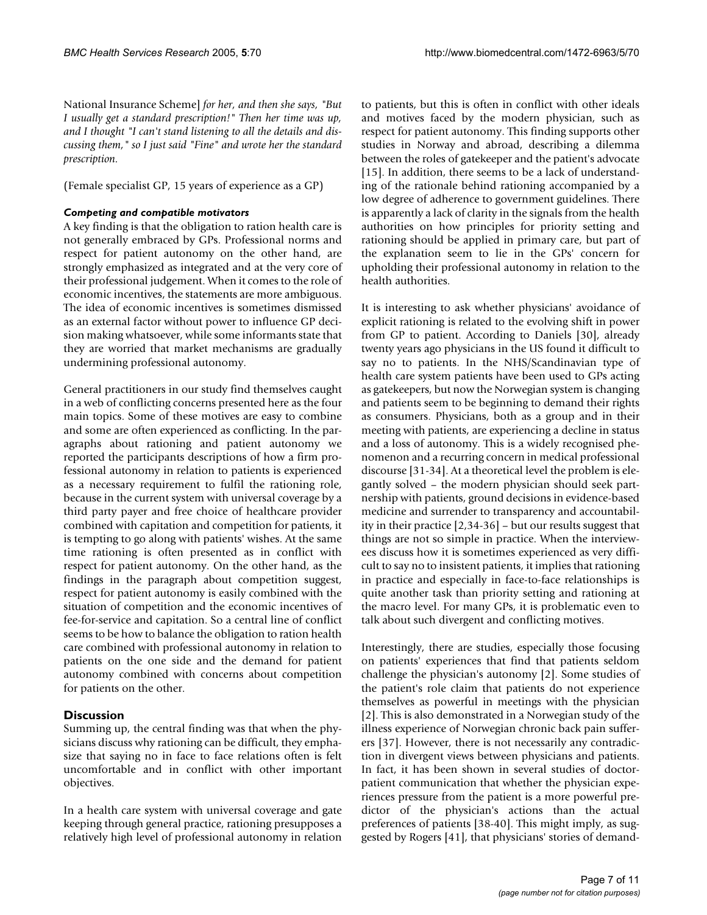National Insurance Scheme] *for her, and then she says, "But I usually get a standard prescription!" Then her time was up, and I thought "I can't stand listening to all the details and discussing them," so I just said "Fine" and wrote her the standard prescription.*

(Female specialist GP, 15 years of experience as a GP)

#### *Competing and compatible motivators*

A key finding is that the obligation to ration health care is not generally embraced by GPs. Professional norms and respect for patient autonomy on the other hand, are strongly emphasized as integrated and at the very core of their professional judgement. When it comes to the role of economic incentives, the statements are more ambiguous. The idea of economic incentives is sometimes dismissed as an external factor without power to influence GP decision making whatsoever, while some informants state that they are worried that market mechanisms are gradually undermining professional autonomy.

General practitioners in our study find themselves caught in a web of conflicting concerns presented here as the four main topics. Some of these motives are easy to combine and some are often experienced as conflicting. In the paragraphs about rationing and patient autonomy we reported the participants descriptions of how a firm professional autonomy in relation to patients is experienced as a necessary requirement to fulfil the rationing role, because in the current system with universal coverage by a third party payer and free choice of healthcare provider combined with capitation and competition for patients, it is tempting to go along with patients' wishes. At the same time rationing is often presented as in conflict with respect for patient autonomy. On the other hand, as the findings in the paragraph about competition suggest, respect for patient autonomy is easily combined with the situation of competition and the economic incentives of fee-for-service and capitation. So a central line of conflict seems to be how to balance the obligation to ration health care combined with professional autonomy in relation to patients on the one side and the demand for patient autonomy combined with concerns about competition for patients on the other.

## Discussion

Summing up, the central finding was that when the physicians discuss why rationing can be difficult, they emphasize that saying no in face to face relations often is felt uncomfortable and in conflict with other important objectives.

In a health care system with universal coverage and gate keeping through general practice, rationing presupposes a relatively high level of professional autonomy in relation to patients, but this is often in conflict with other ideals and motives faced by the modern physician, such as respect for patient autonomy. This finding supports other studies in Norway and abroad, describing a dilemma between the roles of gatekeeper and the patient's advocate [15]. In addition, there seems to be a lack of understanding of the rationale behind rationing accompanied by a low degree of adherence to government guidelines. There is apparently a lack of clarity in the signals from the health authorities on how principles for priority setting and rationing should be applied in primary care, but part of the explanation seem to lie in the GPs' concern for upholding their professional autonomy in relation to the health authorities.

It is interesting to ask whether physicians' avoidance of explicit rationing is related to the evolving shift in power from GP to patient. According to Daniels [30], already twenty years ago physicians in the US found it difficult to say no to patients. In the NHS/Scandinavian type of health care system patients have been used to GPs acting as gatekeepers, but now the Norwegian system is changing and patients seem to be beginning to demand their rights as consumers. Physicians, both as a group and in their meeting with patients, are experiencing a decline in status and a loss of autonomy. This is a widely recognised phenomenon and a recurring concern in medical professional discourse [31-34]. At a theoretical level the problem is elegantly solved – the modern physician should seek partnership with patients, ground decisions in evidence-based medicine and surrender to transparency and accountability in their practice [2,34-36] – but our results suggest that things are not so simple in practice. When the interviewees discuss how it is sometimes experienced as very difficult to say no to insistent patients, it implies that rationing in practice and especially in face-to-face relationships is quite another task than priority setting and rationing at the macro level. For many GPs, it is problematic even to talk about such divergent and conflicting motives.

Interestingly, there are studies, especially those focusing on patients' experiences that find that patients seldom challenge the physician's autonomy [2]. Some studies of the patient's role claim that patients do not experience themselves as powerful in meetings with the physician [2]. This is also demonstrated in a Norwegian study of the illness experience of Norwegian chronic back pain sufferers [37]. However, there is not necessarily any contradiction in divergent views between physicians and patients. In fact, it has been shown in several studies of doctor-patient communication that whether the physician experiences pressure from the patient is a more powerful predictor of the physician's actions than the actual preferences of patients [38-40]. This might imply, as suggested by Rogers [41], that physicians' stories of demand-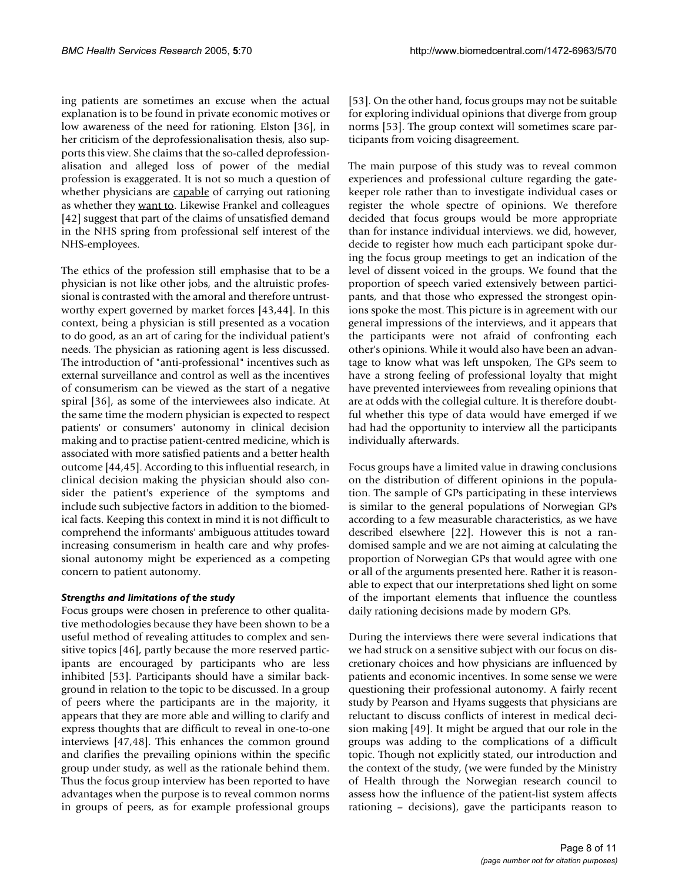ing patients are sometimes an excuse when the actual explanation is to be found in private economic motives or low awareness of the need for rationing. Elston [36], in her criticism of the deprofessionalisation thesis, also supports this view. She claims that the so-called deprofessionalisation and alleged loss of power of the medial profession is exaggerated. It is not so much a question of whether physicians are <u>capable</u> of carrying out rationing as whether they <u>want to</u>. Likewise Frankel and colleagues [42] suggest that part of the claims of unsatisfied demand in the NHS spring from professional self interest of the NHS-employees.

The ethics of the profession still emphasise that to be a physician is not like other jobs, and the altruistic professional is contrasted with the amoral and therefore untrustworthy expert governed by market forces [43,44]. In this context, being a physician is still presented as a vocation to do good, as an art of caring for the individual patient's needs. The physician as rationing agent is less discussed. The introduction of "anti-professional" incentives such as external surveillance and control as well as the incentives of consumerism can be viewed as the start of a negative spiral [36], as some of the interviewees also indicate. At the same time the modern physician is expected to respect patients' or consumers' autonomy in clinical decision making and to practise patient-centred medicine, which is associated with more satisfied patients and a better health outcome [44,45]. According to this influential research, in clinical decision making the physician should also consider the patient's experience of the symptoms and include such subjective factors in addition to the biomedical facts. Keeping this context in mind it is not difficult to comprehend the informants' ambiguous attitudes toward increasing consumerism in health care and why professional autonomy might be experienced as a competing concern to patient autonomy.

#### *Strengths and limitations of the study*

Focus groups were chosen in preference to other qualitative methodologies because they have been shown to be a useful method of revealing attitudes to complex and sensitive topics [46], partly because the more reserved participants are encouraged by participants who are less inhibited [53]. Participants should have a similar background in relation to the topic to be discussed. In a group of peers where the participants are in the majority, it appears that they are more able and willing to clarify and express thoughts that are difficult to reveal in one-to-one interviews [47,48]. This enhances the common ground and clarifies the prevailing opinions within the specific group under study, as well as the rationale behind them. Thus the focus group interview has been reported to have advantages when the purpose is to reveal common norms in groups of peers, as for example professional groups [53]. On the other hand, focus groups may not be suitable for exploring individual opinions that diverge from group norms [53]. The group context will sometimes scare participants from voicing disagreement.

The main purpose of this study was to reveal common experiences and professional culture regarding the gatekeeper role rather than to investigate individual cases or register the whole spectre of opinions. We therefore decided that focus groups would be more appropriate than for instance individual interviews. we did, however, decide to register how much each participant spoke during the focus group meetings to get an indication of the level of dissent voiced in the groups. We found that the proportion of speech varied extensively between participants, and that those who expressed the strongest opinions spoke the most. This picture is in agreement with our general impressions of the interviews, and it appears that the participants were not afraid of confronting each other's opinions. While it would also have been an advantage to know what was left unspoken, The GPs seem to have a strong feeling of professional loyalty that might have prevented interviewees from revealing opinions that are at odds with the collegial culture. It is therefore doubtful whether this type of data would have emerged if we had had the opportunity to interview all the participants individually afterwards.

Focus groups have a limited value in drawing conclusions on the distribution of different opinions in the population. The sample of GPs participating in these interviews is similar to the general populations of Norwegian GPs according to a few measurable characteristics, as we have described elsewhere [22]. However this is not a randomised sample and we are not aiming at calculating the proportion of Norwegian GPs that would agree with one or all of the arguments presented here. Rather it is reasonable to expect that our interpretations shed light on some of the important elements that influence the countless daily rationing decisions made by modern GPs.

During the interviews there were several indications that we had struck on a sensitive subject with our focus on discretionary choices and how physicians are influenced by patients and economic incentives. In some sense we were questioning their professional autonomy. A fairly recent study by Pearson and Hyams suggests that physicians are reluctant to discuss conflicts of interest in medical decision making [49]. It might be argued that our role in the groups was adding to the complications of a difficult topic. Though not explicitly stated, our introduction and the context of the study, (we were funded by the Ministry of Health through the Norwegian research council to assess how the influence of the patient-list system affects rationing – decisions), gave the participants reason to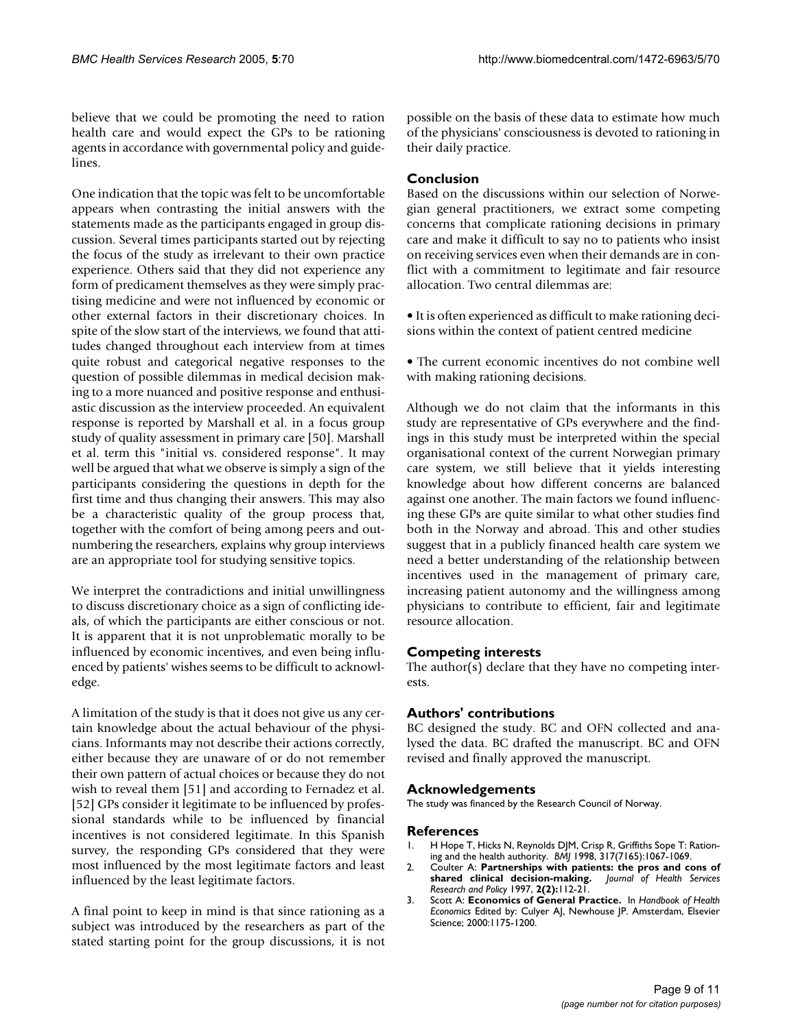believe that we could be promoting the need to ration health care and would expect the GPs to be rationing agents in accordance with governmental policy and guidelines.

One indication that the topic was felt to be uncomfortable appears when contrasting the initial answers with the statements made as the participants engaged in group discussion. Several times participants started out by rejecting the focus of the study as irrelevant to their own practice experience. Others said that they did not experience any form of predicament themselves as they were simply practising medicine and were not influenced by economic or other external factors in their discretionary choices. In spite of the slow start of the interviews, we found that attitudes changed throughout each interview from at times quite robust and categorical negative responses to the question of possible dilemmas in medical decision making to a more nuanced and positive response and enthusiastic discussion as the interview proceeded. An equivalent response is reported by Marshall et al. in a focus group study of quality assessment in primary care [50]. Marshall et al. term this "initial vs. considered response". It may well be argued that what we observe is simply a sign of the participants considering the questions in depth for the first time and thus changing their answers. This may also be a characteristic quality of the group process that, together with the comfort of being among peers and outnumbering the researchers, explains why group interviews are an appropriate tool for studying sensitive topics.

We interpret the contradictions and initial unwillingness to discuss discretionary choice as a sign of conflicting ideals, of which the participants are either conscious or not. It is apparent that it is not unproblematic morally to be influenced by economic incentives, and even being influenced by patients' wishes seems to be difficult to acknowledge.

A limitation of the study is that it does not give us any certain knowledge about the actual behaviour of the physicians. Informants may not describe their actions correctly, either because they are unaware of or do not remember their own pattern of actual choices or because they do not wish to reveal them [51] and according to Fernadez et al. [52] GPs consider it legitimate to be influenced by professional standards while to be influenced by financial incentives is not considered legitimate. In this Spanish survey, the responding GPs considered that they were most influenced by the most legitimate factors and least influenced by the least legitimate factors.

A final point to keep in mind is that since rationing as a subject was introduced by the researchers as part of the stated starting point for the group discussions, it is not possible on the basis of these data to estimate how much of the physicians' consciousness is devoted to rationing in their daily practice.

## Conclusion

Based on the discussions within our selection of Norwegian general practitioners, we extract some competing concerns that complicate rationing decisions in primary care and make it difficult to say no to patients who insist on receiving services even when their demands are in conflict with a commitment to legitimate and fair resource allocation. Two central dilemmas are:

- It is often experienced as difficult to make rationing decisions within the context of patient centred medicine
- The current economic incentives do not combine well with making rationing decisions.

Although we do not claim that the informants in this study are representative of GPs everywhere and the findings in this study must be interpreted within the special organisational context of the current Norwegian primary care system, we still believe that it yields interesting knowledge about how different concerns are balanced against one another. The main factors we found influencing these GPs are quite similar to what other studies find both in the Norway and abroad. This and other studies suggest that in a publicly financed health care system we need a better understanding of the relationship between incentives used in the management of primary care, increasing patient autonomy and the willingness among physicians to contribute to efficient, fair and legitimate resource allocation.

## Competing interests

The author(s) declare that they have no competing interests.

## Authors' contributions

BC designed the study. BC and OFN collected and analysed the data. BC drafted the manuscript. BC and OFN revised and finally approved the manuscript.

## Acknowledgements

The study was financed by the Research Council of Norway.

## References

1. H Hope T, Hicks N, Reynolds DJM, Crisp R, Griffiths Sope T: Rationing and the health authority. *BMJ* 1998, 317(7165):1067-1069.
2. Coulter A: **Partnerships with patients: the pros and cons of shared clinical decision-making.** *Journal of Health Services Research and Policy* 1997, **2(2):**112-21.
3. Scott A: **Economics of General Practice.** In *Handbook of Health Economics* Edited by: Culyer AJ, Newhouse JP. Amsterdam, Elsevier Science; 2000:1175-1200.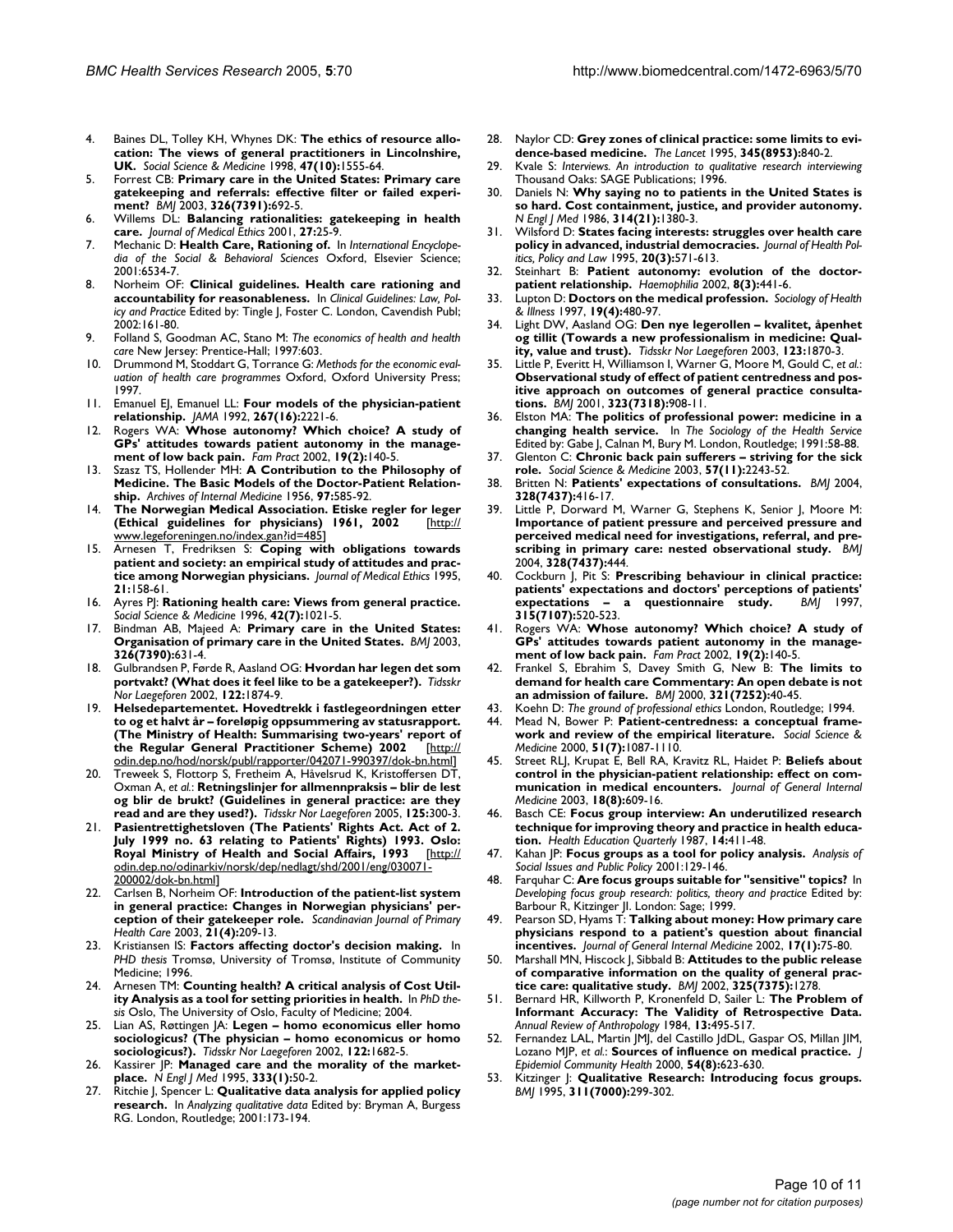4. Baines DL, Tolley KH, Whynes DK: **The ethics of resource allocation: The views of general practitioners in Lincolnshire, UK.** *Social Science & Medicine* 1998, **47(10):**1555-64.
5. Forrest CB: **Primary care in the United States: Primary care gatekeeping and referrals: effective filter or failed experiment?** *BMJ* 2003, **326(7391):**692-5.
6. Willems DL: **Balancing rationalities: gatekeeping in health care.** *Journal of Medical Ethics* 2001, **27:**25-9.
7. Mechanic D: **Health Care, Rationing of.** In *International Encyclopedia of the Social & Behavioral Sciences* Oxford, Elsevier Science; 2001:6534-7.
8. Norheim OF: **Clinical guidelines. Health care rationing and accountability for reasonableness.** In *Clinical Guidelines: Law, Policy and Practice* Edited by: Tingle J, Foster C. London, Cavendish Publ; 2002:161-80.
9. Folland S, Goodman AC, Stano M: *The economics of health and health care* New Jersey: Prentice-Hall; 1997:603.
10. Drummond M, Stoddart G, Torrance G: *Methods for the economic evaluation of health care programmes* Oxford, Oxford University Press; 1997.
11. Emanuel EJ, Emanuel LL: **Four models of the physician-patient relationship.** *JAMA* 1992, **267(16):**2221-6.
12. Rogers WA: **Whose autonomy? Which choice? A study of GPs' attitudes towards patient autonomy in the management of low back pain.** *Fam Pract* 2002, **19(2):**140-5.
13. Szasz TS, Hollender MH: **A Contribution to the Philosophy of Medicine. The Basic Models of the Doctor-Patient Relationship.** *Archives of Internal Medicine* 1956, **97:**585-92.
14. **The Norwegian Medical Association. Etiske regler for leger (Ethical guidelines for physicians) 1961, 2002** [http://www.legeforeningen.no/index.gan?id=485]
15. Arnesen T, Fredriksen S: **Coping with obligations towards patient and society: an empirical study of attitudes and practice among Norwegian physicians.** *Journal of Medical Ethics* 1995, **21:**158-61.
16. Ayres PJ: **Rationing health care: Views from general practice.** *Social Science & Medicine* 1996, **42(7):**1021-5.
17. Bindman AB, Majeed A: **Primary care in the United States: Organisation of primary care in the United States.** *BMJ* 2003, **326(7390):**631-4.
18. Gulbrandsen P, Førde R, Aasland OG: **Hvordan har legen det som portvakt? (What does it feel like to be a gatekeeper?).** *Tidsskr Nor Laegeforen* 2002, **122:**1874-9.
19. **Helsedepartementet. Hovedtrekk i fastlegeordningen etter to og et halvt år – foreløpig oppsummering av statusrapport. (The Ministry of Health: Summarising two-years' report of the Regular General Practitioner Scheme) 2002** [http://odin.dep.no/hod/norsk/publ/rapporter/042071-990397/dok-bn.html]
20. Treweek S, Flottorp S, Fretheim A, Håvelsrud K, Kristoffersen DT, Oxman A, *et al.*: **Retningslinjer for allmennpraksis – blir de lest og blir de brukt? (Guidelines in general practice: are they read and are they used?).** *Tidsskr Nor Laegeforen* 2005, **125:**300-3.
21. **Pasientrettighetsloven (The Patients' Rights Act. Act of 2. July 1999 no. 63 relating to Patients' Rights) 1993. Oslo: Royal Ministry of Health and Social Affairs, 1993** [http://odin.dep.no/odinarkiv/norsk/dep/nedlagt/shd/2001/eng/030071-200002/dok-bn.html]
22. Carlsen B, Norheim OF: **Introduction of the patient-list system in general practice: Changes in Norwegian physicians' perception of their gatekeeper role.** *Scandinavian Journal of Primary Health Care* 2003, **21(4):**209-13.
23. Kristiansen IS: **Factors affecting doctor's decision making.** In *PHD thesis* Tromsø, University of Tromsø, Institute of Community Medicine; 1996.
24. Arnesen TM: **Counting health? A critical analysis of Cost Utility Analysis as a tool for setting priorities in health.** In *PhD thesis* Oslo, The University of Oslo, Faculty of Medicine; 2004.
25. Lian AS, Røttingen JA: **Legen – homo economicus eller homo sociologicus? (The physician – homo economicus or homo sociologicus?).** *Tidsskr Nor Laegeforen* 2002, **122:**1682-5.
26. Kassirer JP: **Managed care and the morality of the marketplace.** *N Engl J Med* 1995, **333(1):**50-2.
27. Ritchie J, Spencer L: **Qualitative data analysis for applied policy research.** In *Analyzing qualitative data* Edited by: Bryman A, Burgess RG. London, Routledge; 2001:173-194.
28. Naylor CD: **Grey zones of clinical practice: some limits to evidence-based medicine.** *The Lancet* 1995, **345(8953):**840-2.
29. Kvale S: *Interviews. An introduction to qualitative research interviewing* Thousand Oaks: SAGE Publications; 1996.
30. Daniels N: **Why saying no to patients in the United States is so hard. Cost containment, justice, and provider autonomy.** *N Engl J Med* 1986, **314(21):**1380-3.
31. Wilsford D: **States facing interests: struggles over health care policy in advanced, industrial democracies.** *Journal of Health Politics, Policy and Law* 1995, **20(3):**571-613.
32. Steinhart B: **Patient autonomy: evolution of the doctor-patient relationship.** *Haemophilia* 2002, **8(3):**441-6.
33. Lupton D: **Doctors on the medical profession.** *Sociology of Health & Illness* 1997, **19(4):**480-97.
34. Light DW, Aasland OG: **Den nye legerollen – kvalitet, åpenhet og tillit (Towards a new professionalism in medicine: Quality, value and trust).** *Tidsskr Nor Laegeforen* 2003, **123:**1870-3.
35. Little P, Everitt H, Williamson I, Warner G, Moore M, Gould C, *et al.*: **Observational study of effect of patient centredness and positive approach on outcomes of general practice consultations.** *BMJ* 2001, **323(7318):**908-11.
36. Elston MA: **The politics of professional power: medicine in a changing health service.** In *The Sociology of the Health Service* Edited by: Gabe J, Calnan M, Bury M. London, Routledge; 1991:58-88.
37. Glenton C: **Chronic back pain sufferers – striving for the sick role.** *Social Science & Medicine* 2003, **57(11):**2243-52.
38. Britten N: **Patients' expectations of consultations.** *BMJ* 2004, **328(7437):**416-17.
39. Little P, Dorward M, Warner G, Stephens K, Senior J, Moore M: **Importance of patient pressure and perceived pressure and perceived medical need for investigations, referral, and prescribing in primary care: nested observational study.** *BMJ* 2004, **328(7437):**444.
40. Cockburn J, Pit S: **Prescribing behaviour in clinical practice: patients' expectations and doctors' perceptions of patients' expectations – a questionnaire study.** *BMJ* 1997, **315(7107):**520-523.
41. Rogers WA: **Whose autonomy? Which choice? A study of GPs' attitudes towards patient autonomy in the management of low back pain.** *Fam Pract* 2002, **19(2):**140-5.
42. Frankel S, Ebrahim S, Davey Smith G, New B: **The limits to demand for health care Commentary: An open debate is not an admission of failure.** *BMJ* 2000, **321(7252):**40-45.
43. Koehn D: *The ground of professional ethics* London, Routledge; 1994.
44. Mead N, Bower P: **Patient-centredness: a conceptual framework and review of the empirical literature.** *Social Science & Medicine* 2000, **51(7):**1087-1110.
45. Street RLJ, Krupat E, Bell RA, Kravitz RL, Haidet P: **Beliefs about control in the physician-patient relationship: effect on communication in medical encounters.** *Journal of General Internal Medicine* 2003, **18(8):**609-16.
46. Basch CE: **Focus group interview: An underutilized research technique for improving theory and practice in health education.** *Health Education Quarterly* 1987, **14:**411-48.
47. Kahan JP: **Focus groups as a tool for policy analysis.** *Analysis of Social Issues and Public Policy* 2001:129-146.
48. Farquhar C: **Are focus groups suitable for "sensitive" topics?** In *Developing focus group research: politics, theory and practice* Edited by: Barbour R, Kitzinger JI. London: Sage; 1999.
49. Pearson SD, Hyams T: **Talking about money: How primary care physicians respond to a patient's question about financial incentives.** *Journal of General Internal Medicine* 2002, **17(1):**75-80.
50. Marshall MN, Hiscock J, Sibbald B: **Attitudes to the public release of comparative information on the quality of general practice care: qualitative study.** *BMJ* 2002, **325(7375):**1278.
51. Bernard HR, Killworth P, Kronenfeld D, Sailer L: **The Problem of Informant Accuracy: The Validity of Retrospective Data.** *Annual Review of Anthropology* 1984, **13:**495-517.
52. Fernandez LAL, Martin JMJ, del Castillo JdDL, Gaspar OS, Millan JIM, Lozano MJP, *et al.*: **Sources of influence on medical practice.** *J Epidemiol Community Health* 2000, **54(8):**623-630.
53. Kitzinger J: **Qualitative Research: Introducing focus groups.** *BMJ* 1995, **311(7000):**299-302.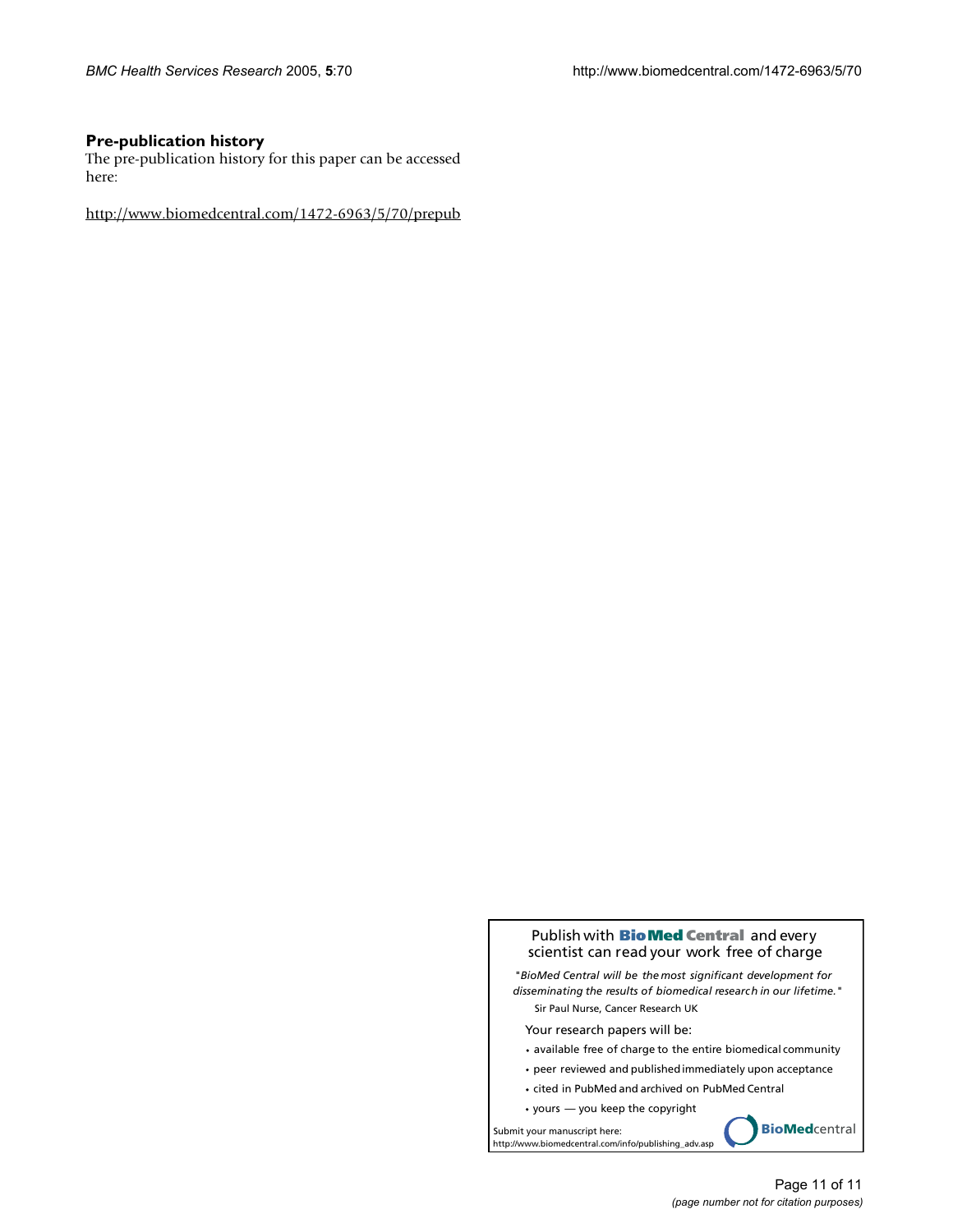### Pre-publication history

The pre-publication history for this paper can be accessed here:

http://www.biomedcentral.com/1472-6963/5/70/prepub

Publish with **BioMed Central** and every scientist can read your work free of charge

*"BioMed Central will be the most significant development for disseminating the results of biomedical research in our lifetime."*

Sir Paul Nurse, Cancer Research UK

Your research papers will be:

- available free of charge to the entire biomedical community
- peer reviewed and published immediately upon acceptance
- cited in PubMed and archived on PubMed Central
- yours — you keep the copyright

Submit your manuscript here:
http://www.biomedcentral.com/info/publishing_adv.asp

**BioMed**central